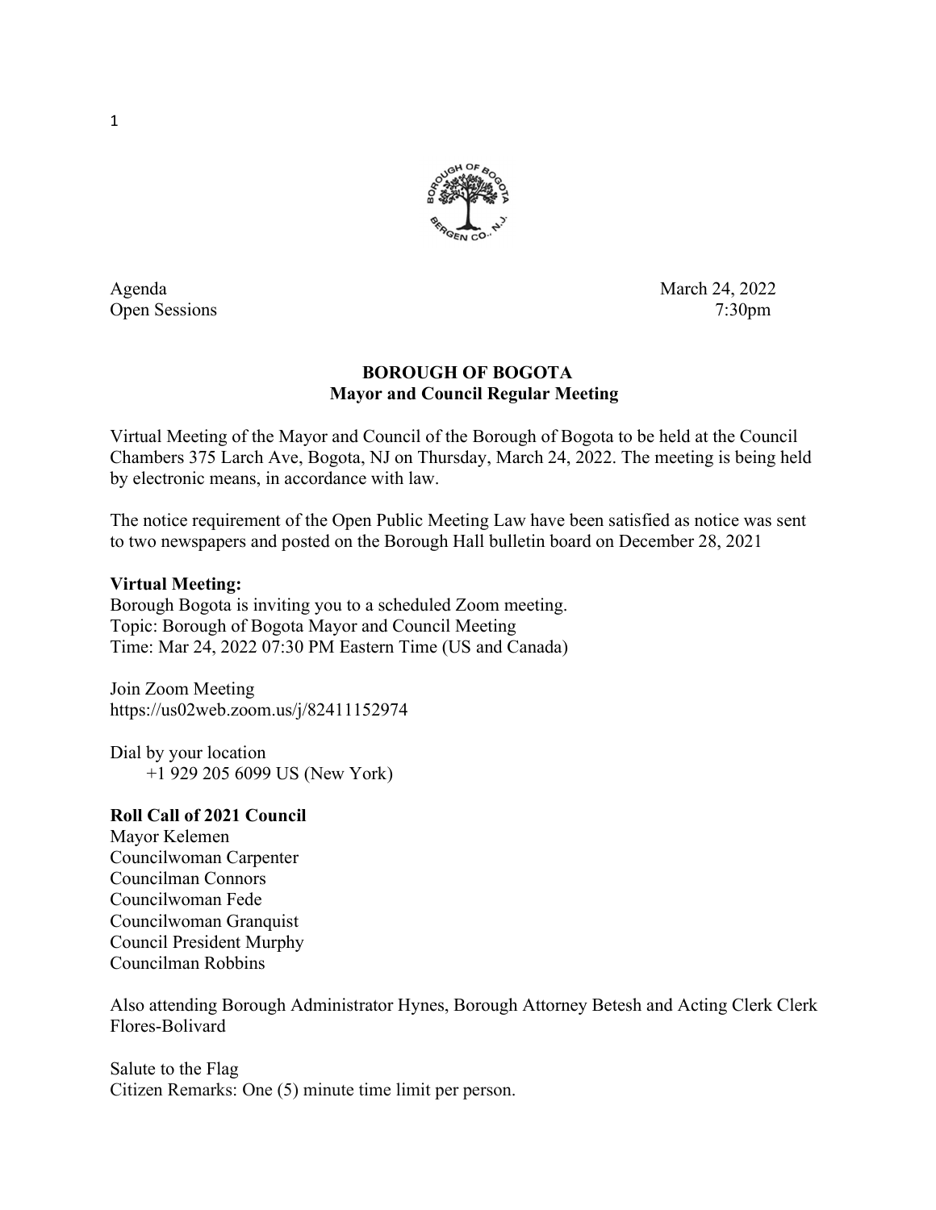Agenda March 24, 2022
Open Sessions 7:30pm

## BOROUGH OF BOGOTA
### Mayor and Council Regular Meeting

Virtual Meeting of the Mayor and Council of the Borough of Bogota to be held at the Council Chambers 375 Larch Ave, Bogota, NJ on Thursday, March 24, 2022. The meeting is being held by electronic means, in accordance with law.

The notice requirement of the Open Public Meeting Law have been satisfied as notice was sent to two newspapers and posted on the Borough Hall bulletin board on December 28, 2021

**Virtual Meeting:**
Borough Bogota is inviting you to a scheduled Zoom meeting.
Topic: Borough of Bogota Mayor and Council Meeting
Time: Mar 24, 2022 07:30 PM Eastern Time (US and Canada)

Join Zoom Meeting
https://us02web.zoom.us/j/82411152974

Dial by your location
+1 929 205 6099 US (New York)

**Roll Call of 2021 Council**
Mayor Kelemen
Councilwoman Carpenter
Councilman Connors
Councilwoman Fede
Councilwoman Granquist
Council President Murphy
Councilman Robbins

Also attending Borough Administrator Hynes, Borough Attorney Betesh and Acting Clerk Clerk Flores-Bolivard

Salute to the Flag
Citizen Remarks: One (5) minute time limit per person.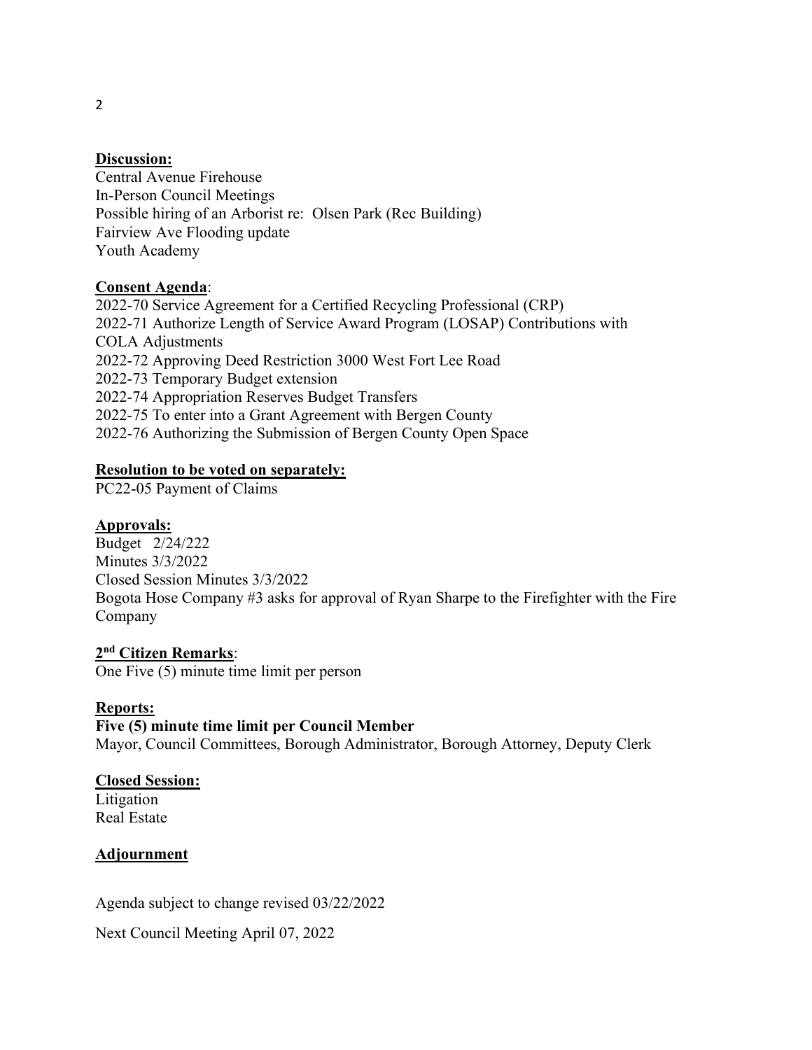**Discussion:**
Central Avenue Firehouse
In-Person Council Meetings
Possible hiring of an Arborist re: Olsen Park (Rec Building)
Fairview Ave Flooding update
Youth Academy

**Consent Agenda**:
2022-70 Service Agreement for a Certified Recycling Professional (CRP)
2022-71 Authorize Length of Service Award Program (LOSAP) Contributions with COLA Adjustments
2022-72 Approving Deed Restriction 3000 West Fort Lee Road
2022-73 Temporary Budget extension
2022-74 Appropriation Reserves Budget Transfers
2022-75 To enter into a Grant Agreement with Bergen County
2022-76 Authorizing the Submission of Bergen County Open Space

**Resolution to be voted on separately:**
PC22-05 Payment of Claims

**Approvals:**
Budget 2/24/222
Minutes 3/3/2022
Closed Session Minutes 3/3/2022
Bogota Hose Company #3 asks for approval of Ryan Sharpe to the Firefighter with the Fire Company

**2nd Citizen Remarks**:
One Five (5) minute time limit per person

**Reports:**
**Five (5) minute time limit per Council Member**
Mayor, Council Committees, Borough Administrator, Borough Attorney, Deputy Clerk

**Closed Session:**
Litigation
Real Estate

**Adjournment**

Agenda subject to change revised 03/22/2022

Next Council Meeting April 07, 2022